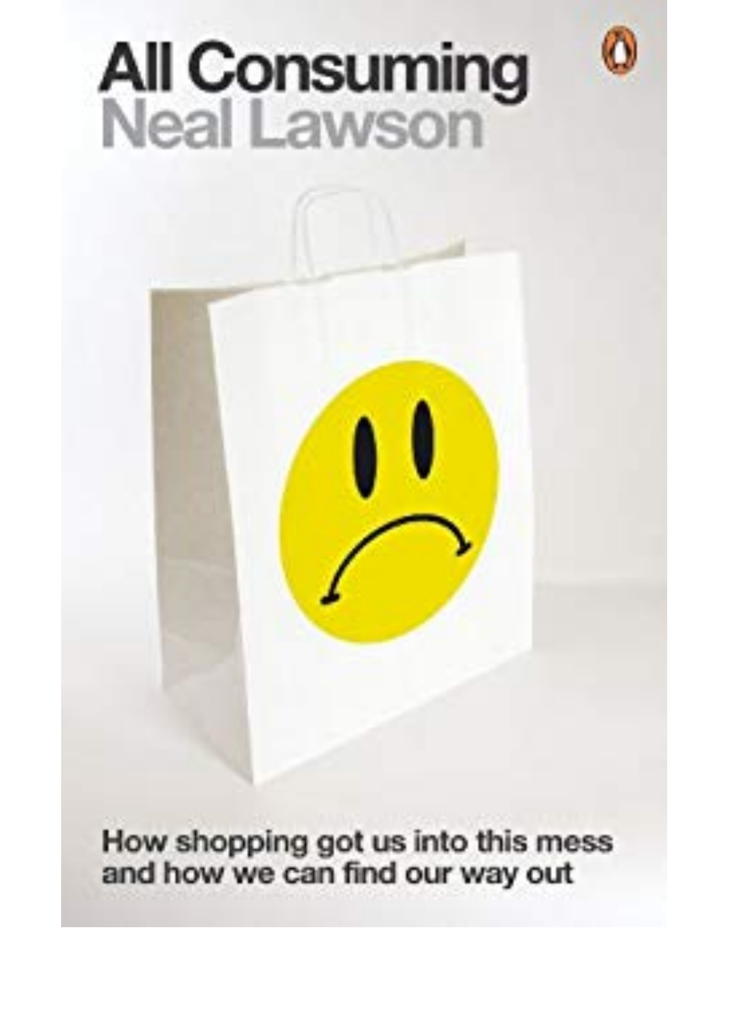# All Consuming

## Neal Lawson

How shopping got us into this mess and how we can find our way out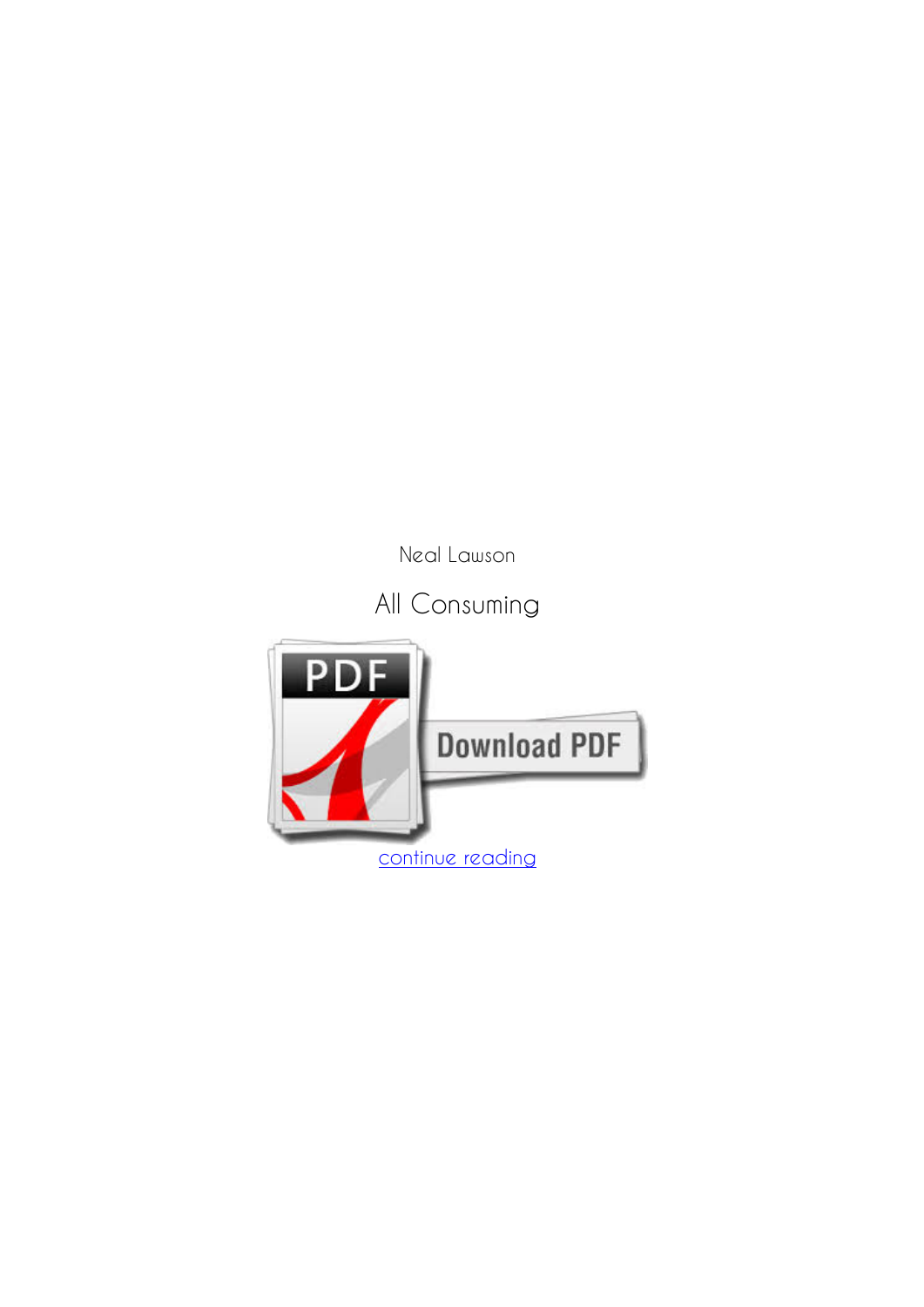Neal Lawson

All Consuming

Download PDF

continue reading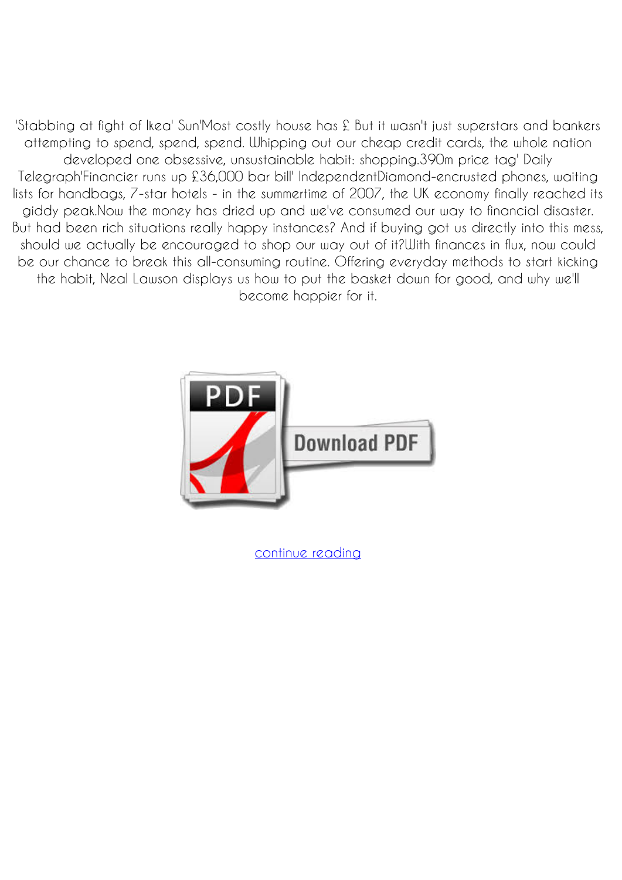'Stabbing at fight of Ikea' Sun'Most costly house has £ But it wasn't just superstars and bankers attempting to spend, spend, spend. Whipping out our cheap credit cards, the whole nation developed one obsessive, unsustainable habit: shopping.390m price tag' Daily Telegraph'Financier runs up £36,000 bar bill' IndependentDiamond-encrusted phones, waiting lists for handbags, 7-star hotels - in the summertime of 2007, the UK economy finally reached its giddy peak.Now the money has dried up and we've consumed our way to financial disaster. But had been rich situations really happy instances? And if buying got us directly into this mess, should we actually be encouraged to shop our way out of it?With finances in flux, now could be our chance to break this all-consuming routine. Offering everyday methods to start kicking the habit, Neal Lawson displays us how to put the basket down for good, and why we'll become happier for it.

Download PDF

continue reading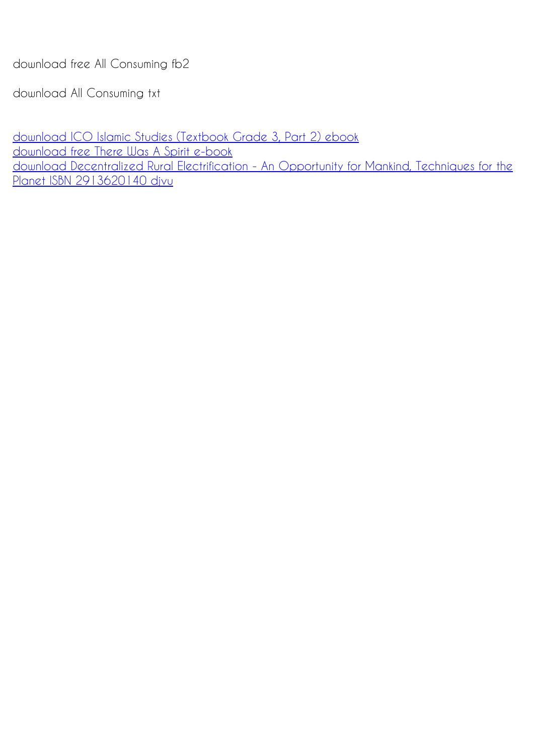download free All Consuming fb2

download All Consuming txt

download ICO Islamic Studies (Textbook Grade 3, Part 2) ebook
download free There Was A Spirit e-book
download Decentralized Rural Electrification - An Opportunity for Mankind, Techniques for the Planet ISBN 2913620140 djvu